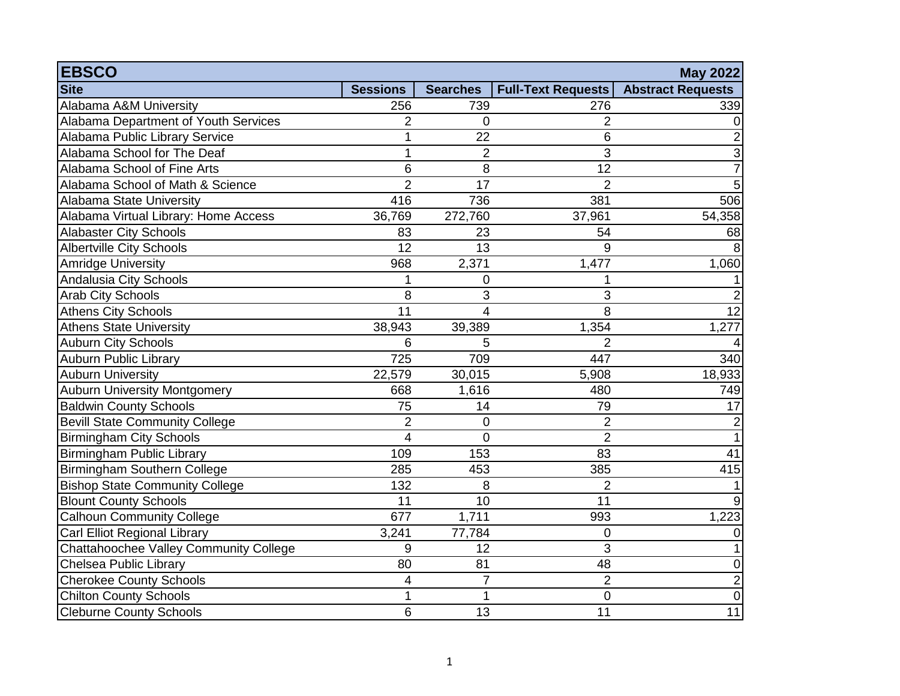| EBSCO | | | | May 2022 |
|---|---|---|---|---|
| **Site** | **Sessions** | **Searches** | **Full-Text Requests** | **Abstract Requests** |
| Alabama A&M University | 256 | 739 | 276 | 339 |
| Alabama Department of Youth Services | 2 | 0 | 2 | 0 |
| Alabama Public Library Service | 1 | 22 | 6 | 2 |
| Alabama School for The Deaf | 1 | 2 | 3 | 3 |
| Alabama School of Fine Arts | 6 | 8 | 12 | 7 |
| Alabama School of Math & Science | 2 | 17 | 2 | 5 |
| Alabama State University | 416 | 736 | 381 | 506 |
| Alabama Virtual Library: Home Access | 36,769 | 272,760 | 37,961 | 54,358 |
| Alabaster City Schools | 83 | 23 | 54 | 68 |
| Albertville City Schools | 12 | 13 | 9 | 8 |
| Amridge University | 968 | 2,371 | 1,477 | 1,060 |
| Andalusia City Schools | 1 | 0 | 1 | 1 |
| Arab City Schools | 8 | 3 | 3 | 2 |
| Athens City Schools | 11 | 4 | 8 | 12 |
| Athens State University | 38,943 | 39,389 | 1,354 | 1,277 |
| Auburn City Schools | 6 | 5 | 2 | 4 |
| Auburn Public Library | 725 | 709 | 447 | 340 |
| Auburn University | 22,579 | 30,015 | 5,908 | 18,933 |
| Auburn University Montgomery | 668 | 1,616 | 480 | 749 |
| Baldwin County Schools | 75 | 14 | 79 | 17 |
| Bevill State Community College | 2 | 0 | 2 | 2 |
| Birmingham City Schools | 4 | 0 | 2 | 1 |
| Birmingham Public Library | 109 | 153 | 83 | 41 |
| Birmingham Southern College | 285 | 453 | 385 | 415 |
| Bishop State Community College | 132 | 8 | 2 | 1 |
| Blount County Schools | 11 | 10 | 11 | 9 |
| Calhoun Community College | 677 | 1,711 | 993 | 1,223 |
| Carl Elliot Regional Library | 3,241 | 77,784 | 0 | 0 |
| Chattahoochee Valley Community College | 9 | 12 | 3 | 1 |
| Chelsea Public Library | 80 | 81 | 48 | 0 |
| Cherokee County Schools | 4 | 7 | 2 | 2 |
| Chilton County Schools | 1 | 1 | 0 | 0 |
| Cleburne County Schools | 6 | 13 | 11 | 11 |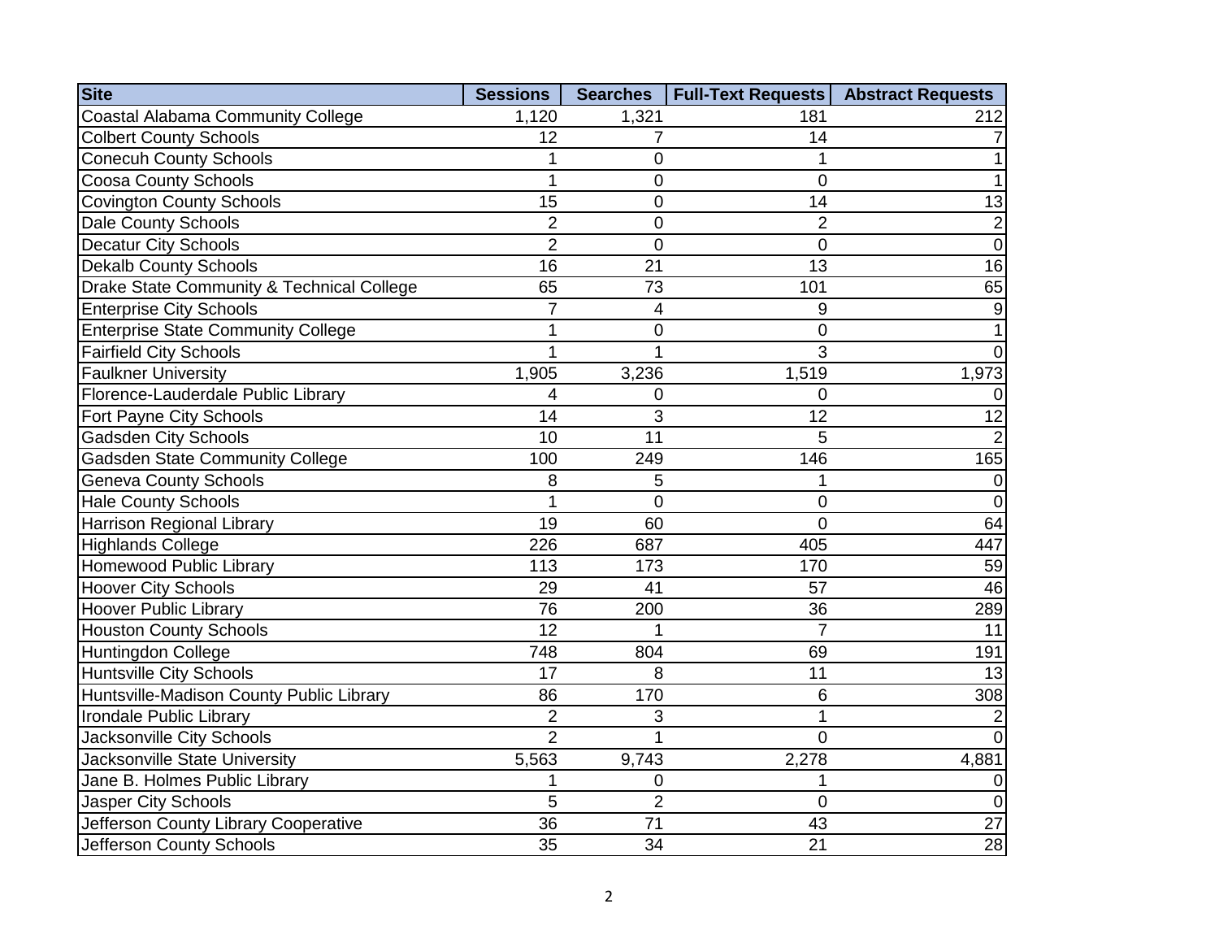| Site | Sessions | Searches | Full-Text Requests | Abstract Requests |
| --- | --- | --- | --- | --- |
| Coastal Alabama Community College | 1,120 | 1,321 | 181 | 212 |
| Colbert County Schools | 12 | 7 | 14 | 7 |
| Conecuh County Schools | 1 | 0 | 1 | 1 |
| Coosa County Schools | 1 | 0 | 0 | 1 |
| Covington County Schools | 15 | 0 | 14 | 13 |
| Dale County Schools | 2 | 0 | 2 | 2 |
| Decatur City Schools | 2 | 0 | 0 | 0 |
| Dekalb County Schools | 16 | 21 | 13 | 16 |
| Drake State Community & Technical College | 65 | 73 | 101 | 65 |
| Enterprise City Schools | 7 | 4 | 9 | 9 |
| Enterprise State Community College | 1 | 0 | 0 | 1 |
| Fairfield City Schools | 1 | 1 | 3 | 0 |
| Faulkner University | 1,905 | 3,236 | 1,519 | 1,973 |
| Florence-Lauderdale Public Library | 4 | 0 | 0 | 0 |
| Fort Payne City Schools | 14 | 3 | 12 | 12 |
| Gadsden City Schools | 10 | 11 | 5 | 2 |
| Gadsden State Community College | 100 | 249 | 146 | 165 |
| Geneva County Schools | 8 | 5 | 1 | 0 |
| Hale County Schools | 1 | 0 | 0 | 0 |
| Harrison Regional Library | 19 | 60 | 0 | 64 |
| Highlands College | 226 | 687 | 405 | 447 |
| Homewood Public Library | 113 | 173 | 170 | 59 |
| Hoover City Schools | 29 | 41 | 57 | 46 |
| Hoover Public Library | 76 | 200 | 36 | 289 |
| Houston County Schools | 12 | 1 | 7 | 11 |
| Huntingdon College | 748 | 804 | 69 | 191 |
| Huntsville City Schools | 17 | 8 | 11 | 13 |
| Huntsville-Madison County Public Library | 86 | 170 | 6 | 308 |
| Irondale Public Library | 2 | 3 | 1 | 2 |
| Jacksonville City Schools | 2 | 1 | 0 | 0 |
| Jacksonville State University | 5,563 | 9,743 | 2,278 | 4,881 |
| Jane B. Holmes Public Library | 1 | 0 | 1 | 0 |
| Jasper City Schools | 5 | 2 | 0 | 0 |
| Jefferson County Library Cooperative | 36 | 71 | 43 | 27 |
| Jefferson County Schools | 35 | 34 | 21 | 28 |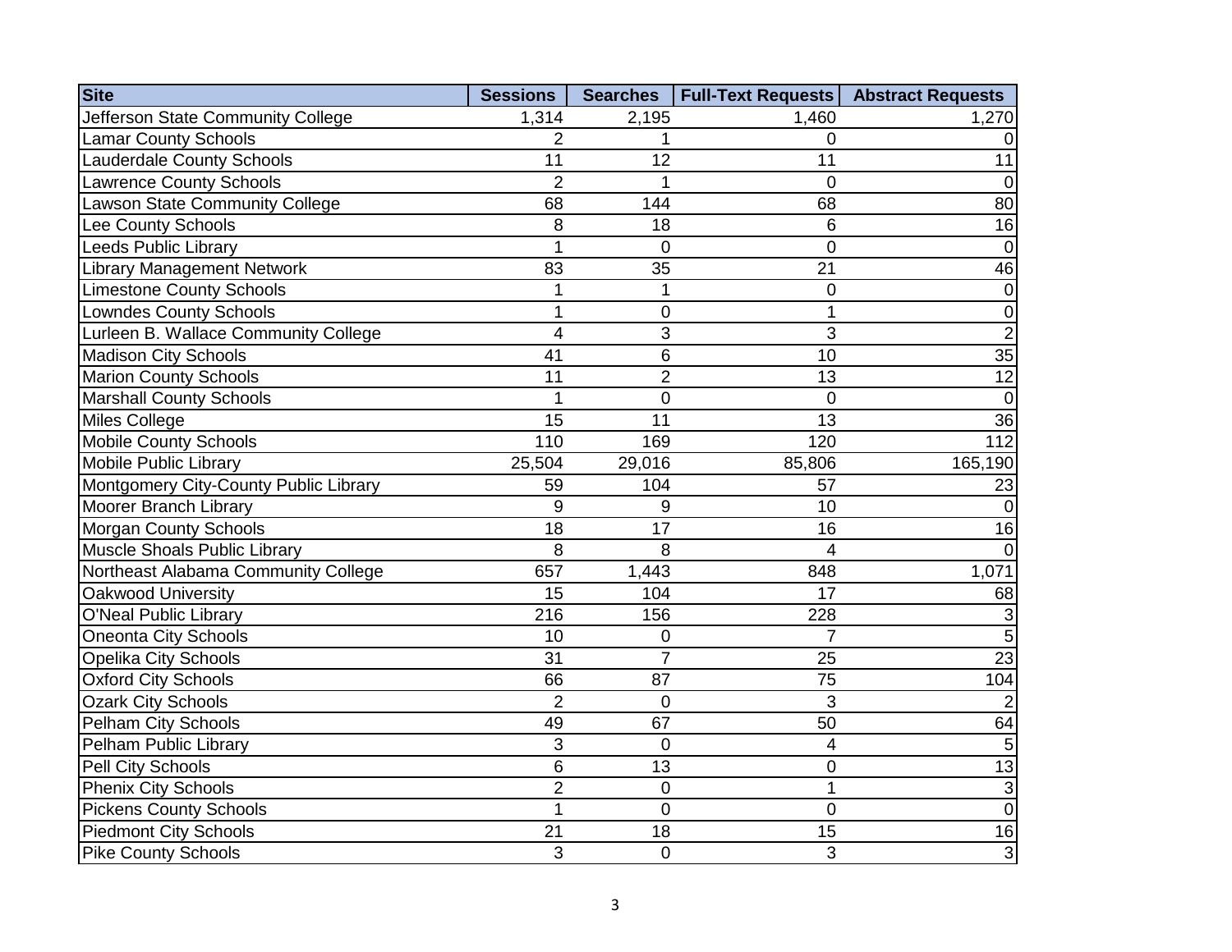| Site | Sessions | Searches | Full-Text Requests | Abstract Requests |
| --- | --- | --- | --- | --- |
| Jefferson State Community College | 1,314 | 2,195 | 1,460 | 1,270 |
| Lamar County Schools | 2 | 1 | 0 | 0 |
| Lauderdale County Schools | 11 | 12 | 11 | 11 |
| Lawrence County Schools | 2 | 1 | 0 | 0 |
| Lawson State Community College | 68 | 144 | 68 | 80 |
| Lee County Schools | 8 | 18 | 6 | 16 |
| Leeds Public Library | 1 | 0 | 0 | 0 |
| Library Management Network | 83 | 35 | 21 | 46 |
| Limestone County Schools | 1 | 1 | 0 | 0 |
| Lowndes County Schools | 1 | 0 | 1 | 0 |
| Lurleen B. Wallace Community College | 4 | 3 | 3 | 2 |
| Madison City Schools | 41 | 6 | 10 | 35 |
| Marion County Schools | 11 | 2 | 13 | 12 |
| Marshall County Schools | 1 | 0 | 0 | 0 |
| Miles College | 15 | 11 | 13 | 36 |
| Mobile County Schools | 110 | 169 | 120 | 112 |
| Mobile Public Library | 25,504 | 29,016 | 85,806 | 165,190 |
| Montgomery City-County Public Library | 59 | 104 | 57 | 23 |
| Moorer Branch Library | 9 | 9 | 10 | 0 |
| Morgan County Schools | 18 | 17 | 16 | 16 |
| Muscle Shoals Public Library | 8 | 8 | 4 | 0 |
| Northeast Alabama Community College | 657 | 1,443 | 848 | 1,071 |
| Oakwood University | 15 | 104 | 17 | 68 |
| O'Neal Public Library | 216 | 156 | 228 | 3 |
| Oneonta City Schools | 10 | 0 | 7 | 5 |
| Opelika City Schools | 31 | 7 | 25 | 23 |
| Oxford City Schools | 66 | 87 | 75 | 104 |
| Ozark City Schools | 2 | 0 | 3 | 2 |
| Pelham City Schools | 49 | 67 | 50 | 64 |
| Pelham Public Library | 3 | 0 | 4 | 5 |
| Pell City Schools | 6 | 13 | 0 | 13 |
| Phenix City Schools | 2 | 0 | 1 | 3 |
| Pickens County Schools | 1 | 0 | 0 | 0 |
| Piedmont City Schools | 21 | 18 | 15 | 16 |
| Pike County Schools | 3 | 0 | 3 | 3 |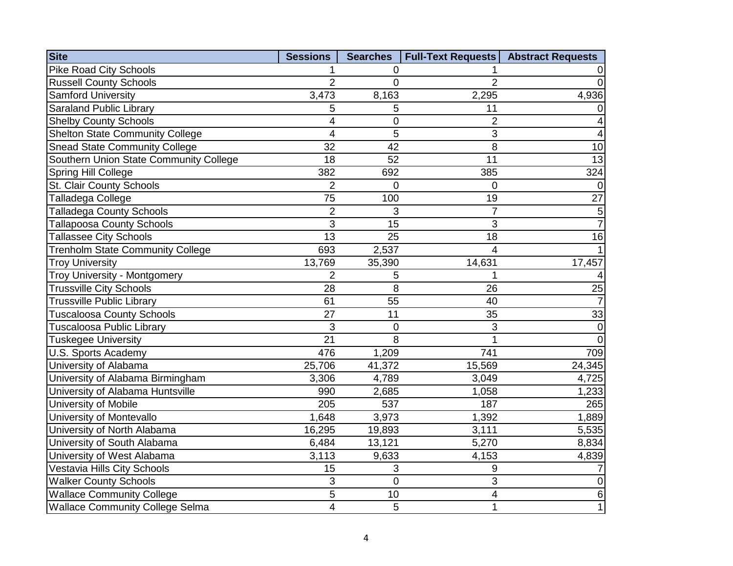| Site | Sessions | Searches | Full-Text Requests | Abstract Requests |
|---|---|---|---|---|
| Pike Road City Schools | 1 | 0 | 1 | 0 |
| Russell County Schools | 2 | 0 | 2 | 0 |
| Samford University | 3,473 | 8,163 | 2,295 | 4,936 |
| Saraland Public Library | 5 | 5 | 11 | 0 |
| Shelby County Schools | 4 | 0 | 2 | 4 |
| Shelton State Community College | 4 | 5 | 3 | 4 |
| Snead State Community College | 32 | 42 | 8 | 10 |
| Southern Union State Community College | 18 | 52 | 11 | 13 |
| Spring Hill College | 382 | 692 | 385 | 324 |
| St. Clair County Schools | 2 | 0 | 0 | 0 |
| Talladega College | 75 | 100 | 19 | 27 |
| Talladega County Schools | 2 | 3 | 7 | 5 |
| Tallapoosa County Schools | 3 | 15 | 3 | 7 |
| Tallassee City Schools | 13 | 25 | 18 | 16 |
| Trenholm State Community College | 693 | 2,537 | 4 | 1 |
| Troy University | 13,769 | 35,390 | 14,631 | 17,457 |
| Troy University - Montgomery | 2 | 5 | 1 | 4 |
| Trussville City Schools | 28 | 8 | 26 | 25 |
| Trussville Public Library | 61 | 55 | 40 | 7 |
| Tuscaloosa County Schools | 27 | 11 | 35 | 33 |
| Tuscaloosa Public Library | 3 | 0 | 3 | 0 |
| Tuskegee University | 21 | 8 | 1 | 0 |
| U.S. Sports Academy | 476 | 1,209 | 741 | 709 |
| University of Alabama | 25,706 | 41,372 | 15,569 | 24,345 |
| University of Alabama Birmingham | 3,306 | 4,789 | 3,049 | 4,725 |
| University of Alabama Huntsville | 990 | 2,685 | 1,058 | 1,233 |
| University of Mobile | 205 | 537 | 187 | 265 |
| University of Montevallo | 1,648 | 3,973 | 1,392 | 1,889 |
| University of North Alabama | 16,295 | 19,893 | 3,111 | 5,535 |
| University of South Alabama | 6,484 | 13,121 | 5,270 | 8,834 |
| University of West Alabama | 3,113 | 9,633 | 4,153 | 4,839 |
| Vestavia Hills City Schools | 15 | 3 | 9 | 7 |
| Walker County Schools | 3 | 0 | 3 | 0 |
| Wallace Community College | 5 | 10 | 4 | 6 |
| Wallace Community College Selma | 4 | 5 | 1 | 1 |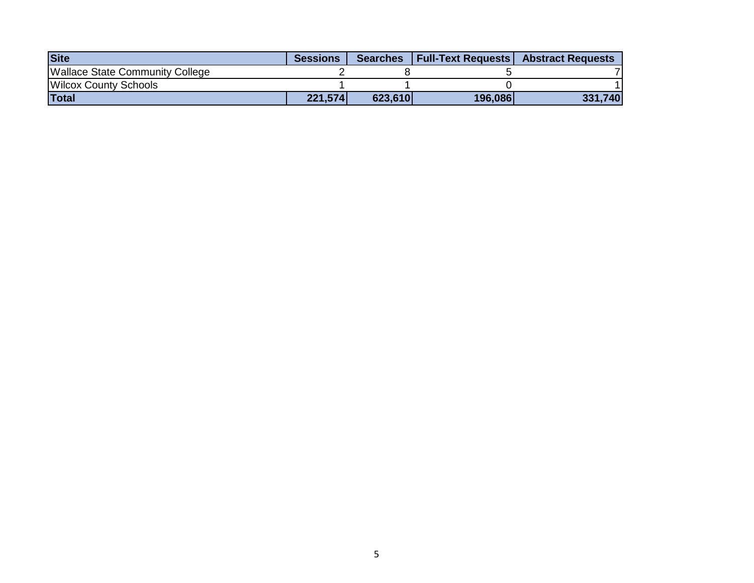| Site | Sessions | Searches | Full-Text Requests | Abstract Requests |
| --- | --- | --- | --- | --- |
| Wallace State Community College | 2 | 8 | 5 | 7 |
| Wilcox County Schools | 1 | 1 | 0 | 1 |
| **Total** | **221,574** | **623,610** | **196,086** | **331,740** |